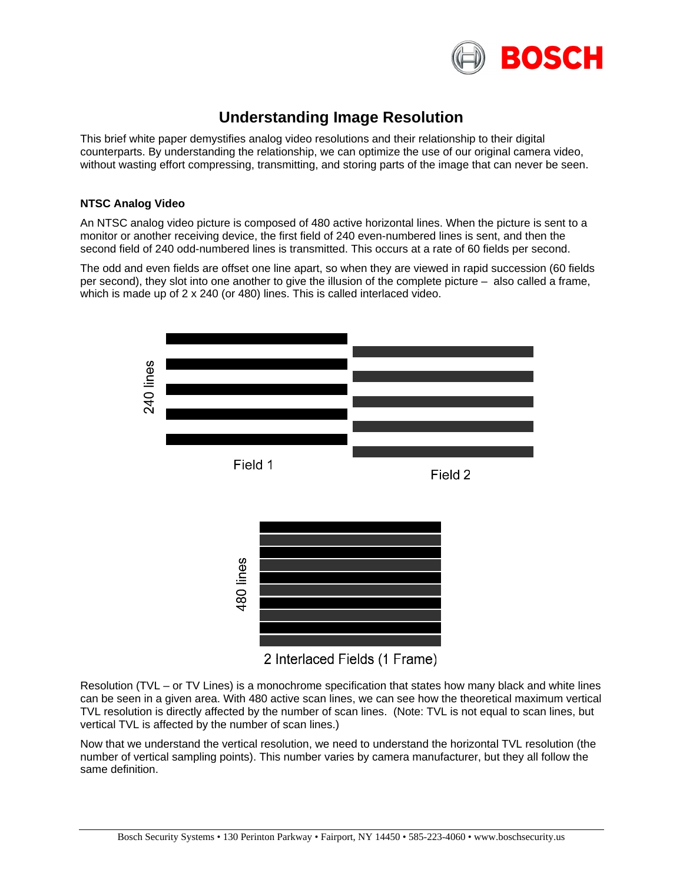# Understanding Image Resolution

This brief white paper demystifies analog video resolutions and their relationship to their digital counterparts. By understanding the relationship, we can optimize the use of our original camera video, without wasting effort compressing, transmitting, and storing parts of the image that can never be seen.

### NTSC Analog Video

An NTSC analog video picture is composed of 480 active horizontal lines. When the picture is sent to a monitor or another receiving device, the first field of 240 even-numbered lines is sent, and then the second field of 240 odd-numbered lines is transmitted. This occurs at a rate of 60 fields per second.

The odd and even fields are offset one line apart, so when they are viewed in rapid succession (60 fields per second), they slot into one another to give the illusion of the complete picture – also called a frame, which is made up of 2 x 240 (or 480) lines. This is called interlaced video.

240 lines

Field 1

Field 2

480 lines

2 Interlaced Fields (1 Frame)

Resolution (TVL – or TV Lines) is a monochrome specification that states how many black and white lines can be seen in a given area. With 480 active scan lines, we can see how the theoretical maximum vertical TVL resolution is directly affected by the number of scan lines. (Note: TVL is not equal to scan lines, but vertical TVL is affected by the number of scan lines.)

Now that we understand the vertical resolution, we need to understand the horizontal TVL resolution (the number of vertical sampling points). This number varies by camera manufacturer, but they all follow the same definition.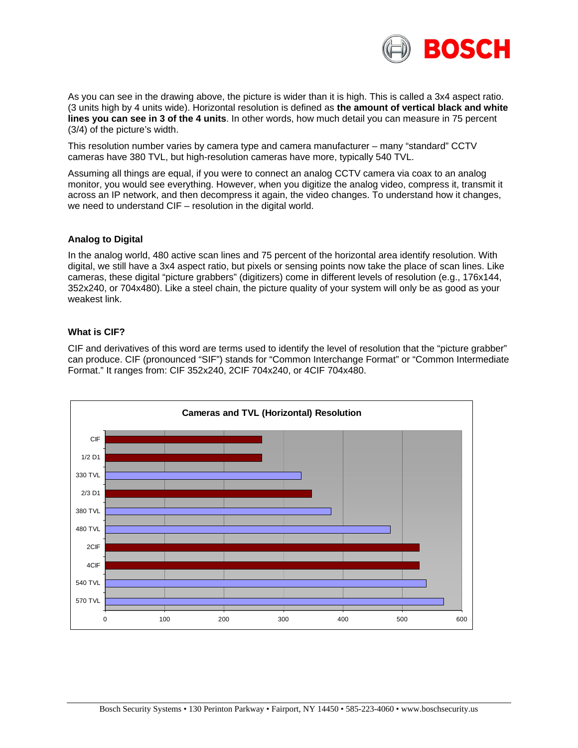As you can see in the drawing above, the picture is wider than it is high. This is called a 3x4 aspect ratio. (3 units high by 4 units wide). Horizontal resolution is defined as **the amount of vertical black and white lines you can see in 3 of the 4 units**. In other words, how much detail you can measure in 75 percent (3/4) of the picture's width.

This resolution number varies by camera type and camera manufacturer – many "standard" CCTV cameras have 380 TVL, but high-resolution cameras have more, typically 540 TVL.

Assuming all things are equal, if you were to connect an analog CCTV camera via coax to an analog monitor, you would see everything. However, when you digitize the analog video, compress it, transmit it across an IP network, and then decompress it again, the video changes. To understand how it changes, we need to understand CIF – resolution in the digital world.

### Analog to Digital

In the analog world, 480 active scan lines and 75 percent of the horizontal area identify resolution. With digital, we still have a 3x4 aspect ratio, but pixels or sensing points now take the place of scan lines. Like cameras, these digital "picture grabbers" (digitizers) come in different levels of resolution (e.g., 176x144, 352x240, or 704x480). Like a steel chain, the picture quality of your system will only be as good as your weakest link.

### What is CIF?

CIF and derivatives of this word are terms used to identify the level of resolution that the "picture grabber" can produce. CIF (pronounced "SIF") stands for "Common Interchange Format" or "Common Intermediate Format." It ranges from: CIF 352x240, 2CIF 704x240, or 4CIF 704x480.

**Cameras and TVL (Horizontal) Resolution**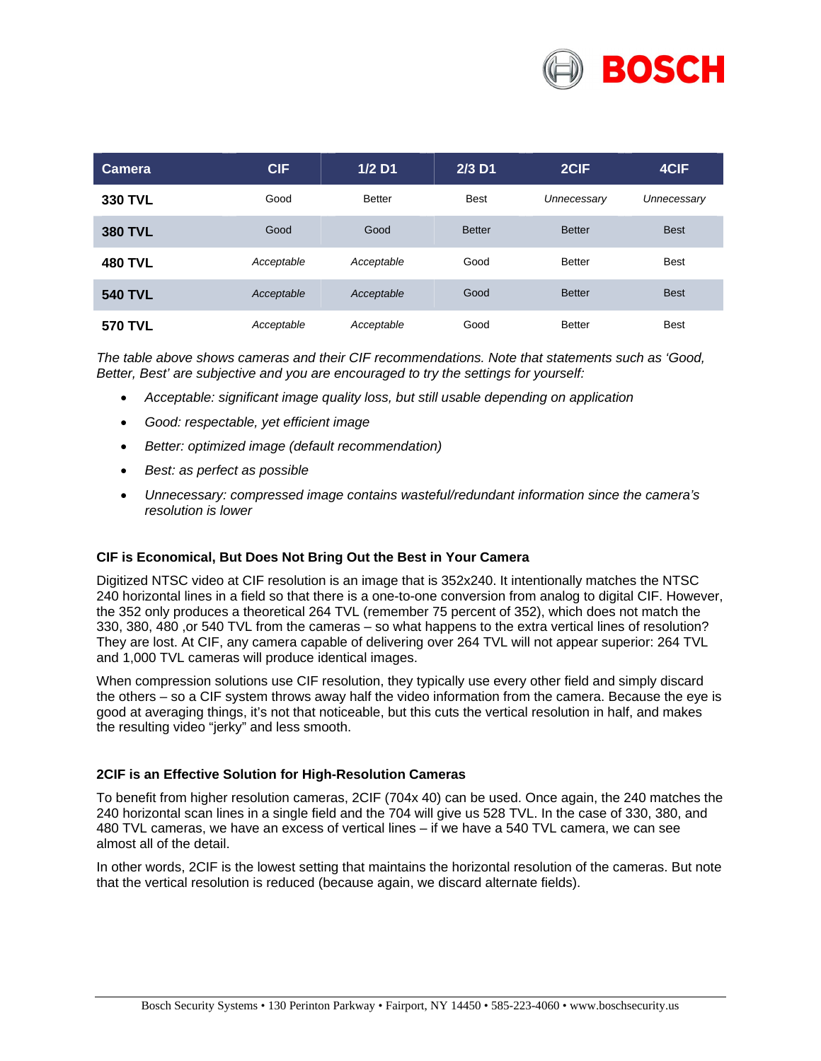| Camera | CIF | 1/2 D1 | 2/3 D1 | 2CIF | 4CIF |
|---|---|---|---|---|---|
| **330 TVL** | Good | Better | Best | *Unnecessary* | *Unnecessary* |
| **380 TVL** | Good | Good | Better | Better | Best |
| **480 TVL** | *Acceptable* | *Acceptable* | Good | Better | Best |
| **540 TVL** | *Acceptable* | *Acceptable* | Good | Better | Best |
| **570 TVL** | *Acceptable* | *Acceptable* | Good | Better | Best |

*The table above shows cameras and their CIF recommendations. Note that statements such as 'Good, Better, Best' are subjective and you are encouraged to try the settings for yourself:*

- *Acceptable: significant image quality loss, but still usable depending on application*
- *Good: respectable, yet efficient image*
- *Better: optimized image (default recommendation)*
- *Best: as perfect as possible*
- *Unnecessary: compressed image contains wasteful/redundant information since the camera's resolution is lower*

### CIF is Economical, But Does Not Bring Out the Best in Your Camera

Digitized NTSC video at CIF resolution is an image that is 352x240. It intentionally matches the NTSC 240 horizontal lines in a field so that there is a one-to-one conversion from analog to digital CIF. However, the 352 only produces a theoretical 264 TVL (remember 75 percent of 352), which does not match the 330, 380, 480 ,or 540 TVL from the cameras – so what happens to the extra vertical lines of resolution? They are lost. At CIF, any camera capable of delivering over 264 TVL will not appear superior: 264 TVL and 1,000 TVL cameras will produce identical images.

When compression solutions use CIF resolution, they typically use every other field and simply discard the others – so a CIF system throws away half the video information from the camera. Because the eye is good at averaging things, it's not that noticeable, but this cuts the vertical resolution in half, and makes the resulting video "jerky" and less smooth.

### 2CIF is an Effective Solution for High-Resolution Cameras

To benefit from higher resolution cameras, 2CIF (704x 40) can be used. Once again, the 240 matches the 240 horizontal scan lines in a single field and the 704 will give us 528 TVL. In the case of 330, 380, and 480 TVL cameras, we have an excess of vertical lines – if we have a 540 TVL camera, we can see almost all of the detail.

In other words, 2CIF is the lowest setting that maintains the horizontal resolution of the cameras. But note that the vertical resolution is reduced (because again, we discard alternate fields).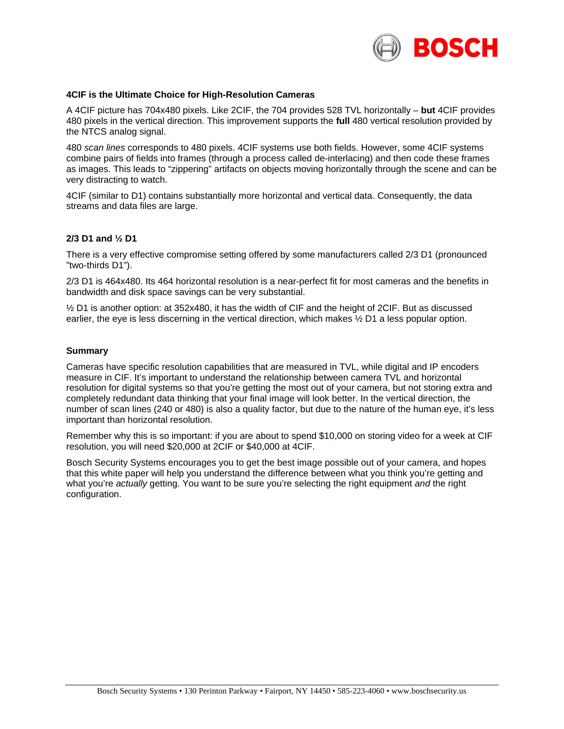### 4CIF is the Ultimate Choice for High-Resolution Cameras

A 4CIF picture has 704x480 pixels. Like 2CIF, the 704 provides 528 TVL horizontally – **but** 4CIF provides 480 pixels in the vertical direction. This improvement supports the **full** 480 vertical resolution provided by the NTCS analog signal.

480 *scan lines* corresponds to 480 pixels. 4CIF systems use both fields. However, some 4CIF systems combine pairs of fields into frames (through a process called de-interlacing) and then code these frames as images. This leads to "zippering" artifacts on objects moving horizontally through the scene and can be very distracting to watch.

4CIF (similar to D1) contains substantially more horizontal and vertical data. Consequently, the data streams and data files are large.

### 2/3 D1 and ½ D1

There is a very effective compromise setting offered by some manufacturers called 2/3 D1 (pronounced "two-thirds D1").

2/3 D1 is 464x480. Its 464 horizontal resolution is a near-perfect fit for most cameras and the benefits in bandwidth and disk space savings can be very substantial.

½ D1 is another option: at 352x480, it has the width of CIF and the height of 2CIF. But as discussed earlier, the eye is less discerning in the vertical direction, which makes ½ D1 a less popular option.

### Summary

Cameras have specific resolution capabilities that are measured in TVL, while digital and IP encoders measure in CIF. It's important to understand the relationship between camera TVL and horizontal resolution for digital systems so that you're getting the most out of your camera, but not storing extra and completely redundant data thinking that your final image will look better. In the vertical direction, the number of scan lines (240 or 480) is also a quality factor, but due to the nature of the human eye, it's less important than horizontal resolution.

Remember why this is so important: if you are about to spend $10,000 on storing video for a week at CIF resolution, you will need $20,000 at 2CIF or $40,000 at 4CIF.

Bosch Security Systems encourages you to get the best image possible out of your camera, and hopes that this white paper will help you understand the difference between what you think you're getting and what you're *actually* getting. You want to be sure you're selecting the right equipment *and* the right configuration.